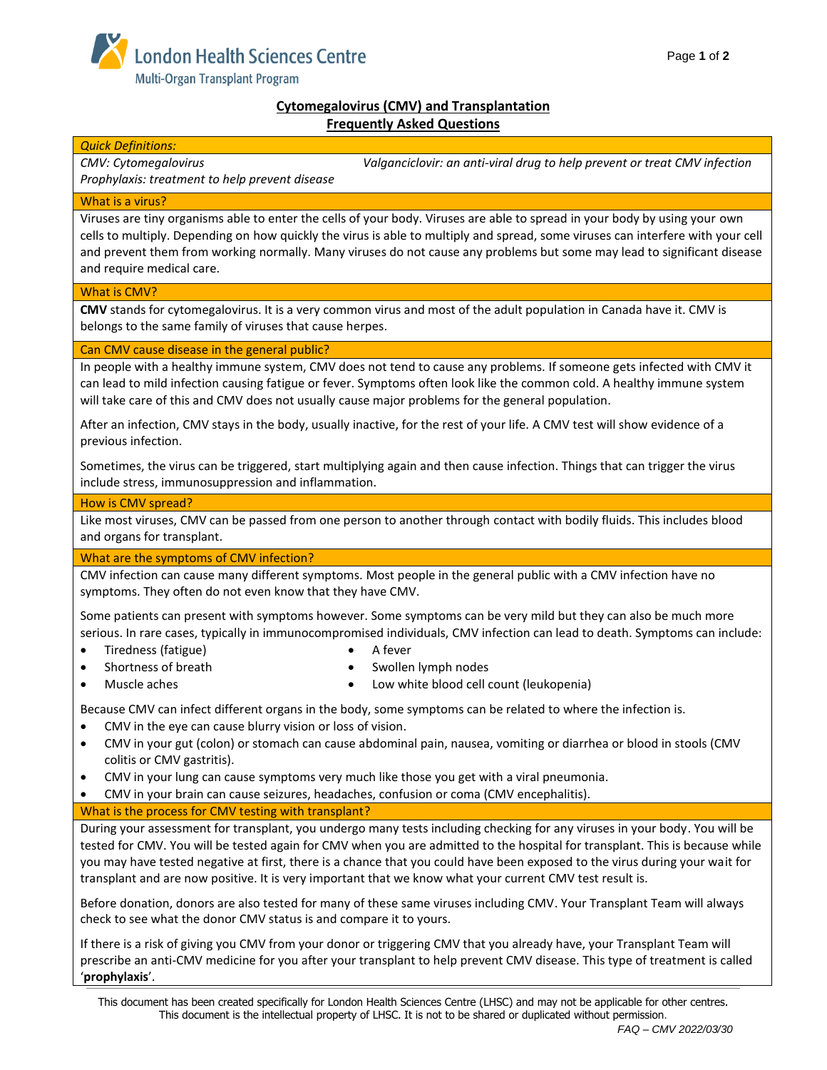London Health Sciences Centre
Multi-Organ Transplant Program

# Cytomegalovirus (CMV) and Transplantation
## Frequently Asked Questions

*Quick Definitions:*

*CMV: Cytomegalovirus*

*Valganciclovir: an anti-viral drug to help prevent or treat CMV infection*

*Prophylaxis: treatment to help prevent disease*

### What is a virus?

Viruses are tiny organisms able to enter the cells of your body. Viruses are able to spread in your body by using your own cells to multiply. Depending on how quickly the virus is able to multiply and spread, some viruses can interfere with your cell and prevent them from working normally. Many viruses do not cause any problems but some may lead to significant disease and require medical care.

### What is CMV?

**CMV** stands for cytomegalovirus. It is a very common virus and most of the adult population in Canada have it. CMV is belongs to the same family of viruses that cause herpes.

### Can CMV cause disease in the general public?

In people with a healthy immune system, CMV does not tend to cause any problems. If someone gets infected with CMV it can lead to mild infection causing fatigue or fever. Symptoms often look like the common cold. A healthy immune system will take care of this and CMV does not usually cause major problems for the general population.

After an infection, CMV stays in the body, usually inactive, for the rest of your life. A CMV test will show evidence of a previous infection.

Sometimes, the virus can be triggered, start multiplying again and then cause infection. Things that can trigger the virus include stress, immunosuppression and inflammation.

### How is CMV spread?

Like most viruses, CMV can be passed from one person to another through contact with bodily fluids. This includes blood and organs for transplant.

### What are the symptoms of CMV infection?

CMV infection can cause many different symptoms. Most people in the general public with a CMV infection have no symptoms. They often do not even know that they have CMV.

Some patients can present with symptoms however. Some symptoms can be very mild but they can also be much more serious. In rare cases, typically in immunocompromised individuals, CMV infection can lead to death. Symptoms can include:

- Tiredness (fatigue)
- Shortness of breath
- Muscle aches
- A fever
- Swollen lymph nodes
- Low white blood cell count (leukopenia)

Because CMV can infect different organs in the body, some symptoms can be related to where the infection is.

- CMV in the eye can cause blurry vision or loss of vision.
- CMV in your gut (colon) or stomach can cause abdominal pain, nausea, vomiting or diarrhea or blood in stools (CMV colitis or CMV gastritis).
- CMV in your lung can cause symptoms very much like those you get with a viral pneumonia.
- CMV in your brain can cause seizures, headaches, confusion or coma (CMV encephalitis).

### What is the process for CMV testing with transplant?

During your assessment for transplant, you undergo many tests including checking for any viruses in your body. You will be tested for CMV. You will be tested again for CMV when you are admitted to the hospital for transplant. This is because while you may have tested negative at first, there is a chance that you could have been exposed to the virus during your wait for transplant and are now positive. It is very important that we know what your current CMV test result is.

Before donation, donors are also tested for many of these same viruses including CMV. Your Transplant Team will always check to see what the donor CMV status is and compare it to yours.

If there is a risk of giving you CMV from your donor or triggering CMV that you already have, your Transplant Team will prescribe an anti-CMV medicine for you after your transplant to help prevent CMV disease. This type of treatment is called '**prophylaxis**'.

This document has been created specifically for London Health Sciences Centre (LHSC) and may not be applicable for other centres. This document is the intellectual property of LHSC. It is not to be shared or duplicated without permission.

*FAQ – CMV 2022/03/30*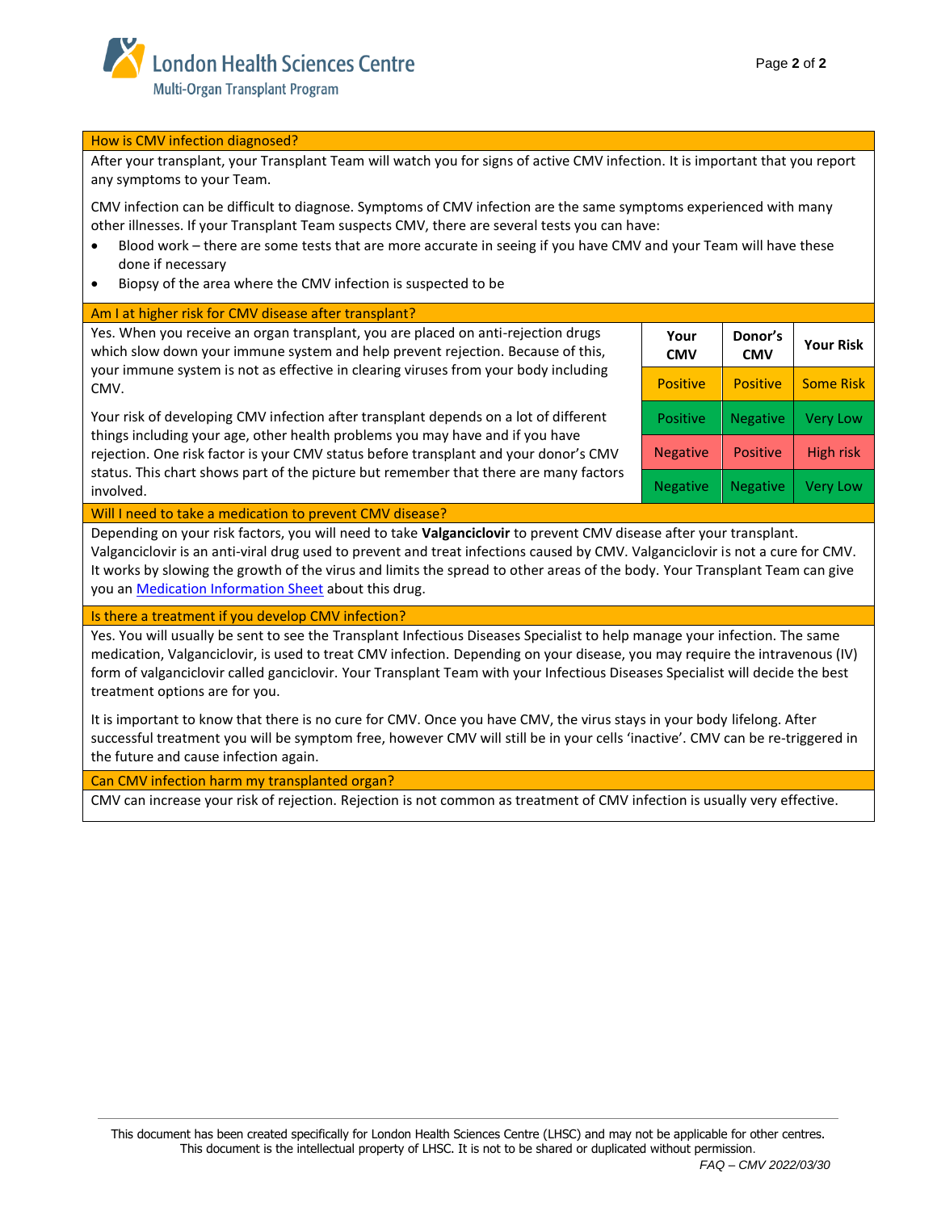## How is CMV infection diagnosed?

After your transplant, your Transplant Team will watch you for signs of active CMV infection. It is important that you report any symptoms to your Team.

CMV infection can be difficult to diagnose. Symptoms of CMV infection are the same symptoms experienced with many other illnesses. If your Transplant Team suspects CMV, there are several tests you can have:

- Blood work – there are some tests that are more accurate in seeing if you have CMV and your Team will have these done if necessary
- Biopsy of the area where the CMV infection is suspected to be

## Am I at higher risk for CMV disease after transplant?

Yes. When you receive an organ transplant, you are placed on anti-rejection drugs which slow down your immune system and help prevent rejection. Because of this, your immune system is not as effective in clearing viruses from your body including CMV.

Your risk of developing CMV infection after transplant depends on a lot of different things including your age, other health problems you may have and if you have rejection. One risk factor is your CMV status before transplant and your donor's CMV status. This chart shows part of the picture but remember that there are many factors involved.

| Your CMV | Donor's CMV | Your Risk |
|---|---|---|
| Positive | Positive | Some Risk |
| Positive | Negative | Very Low |
| Negative | Positive | High risk |
| Negative | Negative | Very Low |

## Will I need to take a medication to prevent CMV disease?

Depending on your risk factors, you will need to take **Valganciclovir** to prevent CMV disease after your transplant. Valganciclovir is an anti-viral drug used to prevent and treat infections caused by CMV. Valganciclovir is not a cure for CMV. It works by slowing the growth of the virus and limits the spread to other areas of the body. Your Transplant Team can give you an Medication Information Sheet about this drug.

## Is there a treatment if you develop CMV infection?

Yes. You will usually be sent to see the Transplant Infectious Diseases Specialist to help manage your infection. The same medication, Valganciclovir, is used to treat CMV infection. Depending on your disease, you may require the intravenous (IV) form of valganciclovir called ganciclovir. Your Transplant Team with your Infectious Diseases Specialist will decide the best treatment options are for you.

It is important to know that there is no cure for CMV. Once you have CMV, the virus stays in your body lifelong. After successful treatment you will be symptom free, however CMV will still be in your cells 'inactive'. CMV can be re-triggered in the future and cause infection again.

## Can CMV infection harm my transplanted organ?

CMV can increase your risk of rejection. Rejection is not common as treatment of CMV infection is usually very effective.

This document has been created specifically for London Health Sciences Centre (LHSC) and may not be applicable for other centres. This document is the intellectual property of LHSC. It is not to be shared or duplicated without permission.

*FAQ – CMV 2022/03/30*